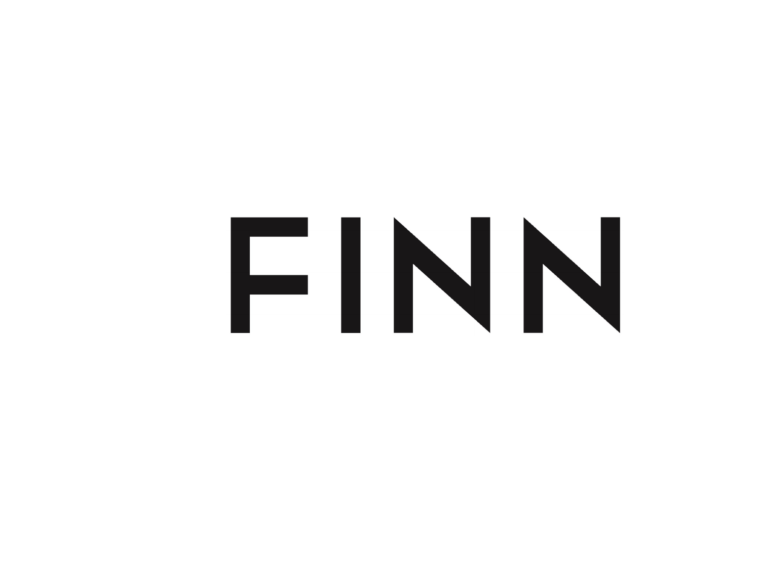# FINN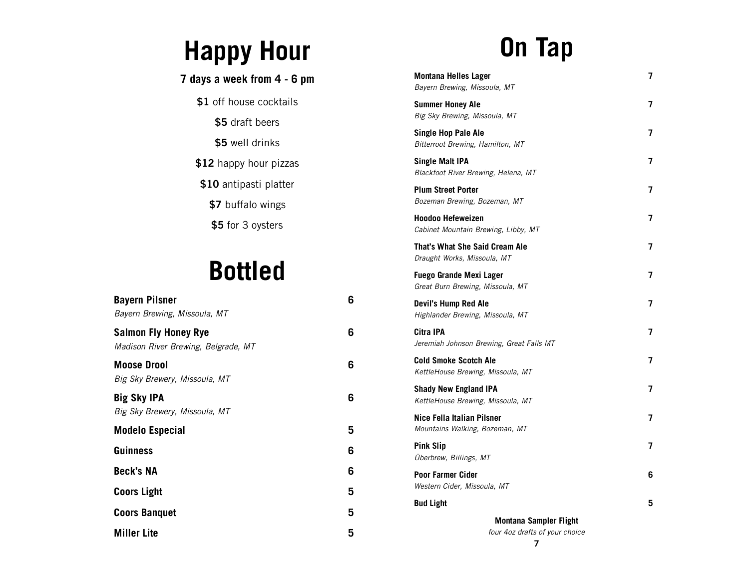# Happy Hour

**7 days a week from 4 - 6 pm**

**$1** off house cocktails

**$5** draft beers

**$5** well drinks

**$12** happy hour pizzas

**$10** antipasti platter

**$7** buffalo wings

**$5** for 3 oysters

# Bottled

| Item | Price |
|---|---|
| **Bayern Pilsner**<br>*Bayern Brewing, Missoula, MT* | 6 |
| **Salmon Fly Honey Rye**<br>*Madison River Brewing, Belgrade, MT* | 6 |
| **Moose Drool**<br>*Big Sky Brewery, Missoula, MT* | 6 |
| **Big Sky IPA**<br>*Big Sky Brewery, Missoula, MT* | 6 |
| **Modelo Especial** | 5 |
| **Guinness** | 6 |
| **Beck's NA** | 6 |
| **Coors Light** | 5 |
| **Coors Banquet** | 5 |
| **Miller Lite** | 5 |

# On Tap

| Item | Price |
|---|---|
| **Montana Helles Lager**<br>*Bayern Brewing, Missoula, MT* | 7 |
| **Summer Honey Ale**<br>*Big Sky Brewing, Missoula, MT* | 7 |
| **Single Hop Pale Ale**<br>*Bitterroot Brewing, Hamilton, MT* | 7 |
| **Single Malt IPA**<br>*Blackfoot River Brewing, Helena, MT* | 7 |
| **Plum Street Porter**<br>*Bozeman Brewing, Bozeman, MT* | 7 |
| **Hoodoo Hefeweizen**<br>*Cabinet Mountain Brewing, Libby, MT* | 7 |
| **That's What She Said Cream Ale**<br>*Draught Works, Missoula, MT* | 7 |
| **Fuego Grande Mexi Lager**<br>*Great Burn Brewing, Missoula, MT* | 7 |
| **Devil's Hump Red Ale**<br>*Highlander Brewing, Missoula, MT* | 7 |
| **Citra IPA**<br>*Jeremiah Johnson Brewing, Great Falls MT* | 7 |
| **Cold Smoke Scotch Ale**<br>*KettleHouse Brewing, Missoula, MT* | 7 |
| **Shady New England IPA**<br>*KettleHouse Brewing, Missoula, MT* | 7 |
| **Nice Fella Italian Pilsner**<br>*Mountains Walking, Bozeman, MT* | 7 |
| **Pink Slip**<br>*Überbrew, Billings, MT* | 7 |
| **Poor Farmer Cider**<br>*Western Cider, Missoula, MT* | 6 |
| **Bud Light** | 5 |

**Montana Sampler Flight**

*four 4oz drafts of your choice*

**7**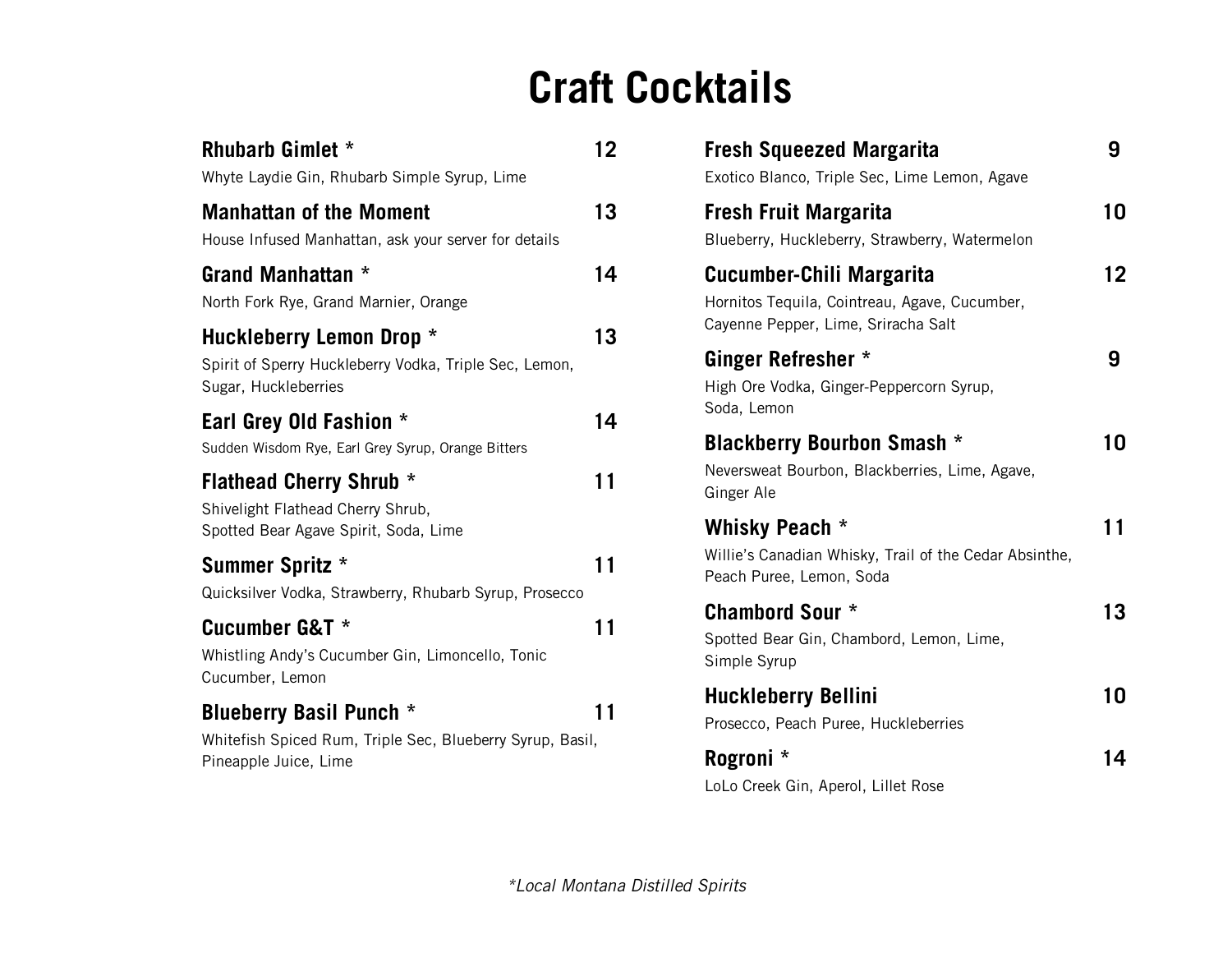# Craft Cocktails

**Rhubarb Gimlet *** 12
Whyte Laydie Gin, Rhubarb Simple Syrup, Lime

**Manhattan of the Moment** 13
House Infused Manhattan, ask your server for details

**Grand Manhattan *** 14
North Fork Rye, Grand Marnier, Orange

**Huckleberry Lemon Drop *** 13
Spirit of Sperry Huckleberry Vodka, Triple Sec, Lemon, Sugar, Huckleberries

**Earl Grey Old Fashion *** 14
Sudden Wisdom Rye, Earl Grey Syrup, Orange Bitters

**Flathead Cherry Shrub *** 11
Shivelight Flathead Cherry Shrub, Spotted Bear Agave Spirit, Soda, Lime

**Summer Spritz *** 11
Quicksilver Vodka, Strawberry, Rhubarb Syrup, Prosecco

**Cucumber G&T *** 11
Whistling Andy's Cucumber Gin, Limoncello, Tonic Cucumber, Lemon

**Blueberry Basil Punch *** 11
Whitefish Spiced Rum, Triple Sec, Blueberry Syrup, Basil, Pineapple Juice, Lime

**Fresh Squeezed Margarita** 9
Exotico Blanco, Triple Sec, Lime Lemon, Agave

**Fresh Fruit Margarita** 10
Blueberry, Huckleberry, Strawberry, Watermelon

**Cucumber-Chili Margarita** 12
Hornitos Tequila, Cointreau, Agave, Cucumber, Cayenne Pepper, Lime, Sriracha Salt

**Ginger Refresher *** 9
High Ore Vodka, Ginger-Peppercorn Syrup, Soda, Lemon

**Blackberry Bourbon Smash *** 10
Neversweat Bourbon, Blackberries, Lime, Agave, Ginger Ale

**Whisky Peach *** 11
Willie's Canadian Whisky, Trail of the Cedar Absinthe, Peach Puree, Lemon, Soda

**Chambord Sour *** 13
Spotted Bear Gin, Chambord, Lemon, Lime, Simple Syrup

**Huckleberry Bellini** 10
Prosecco, Peach Puree, Huckleberries

**Rogroni *** 14
LoLo Creek Gin, Aperol, Lillet Rose

**Local Montana Distilled Spirits*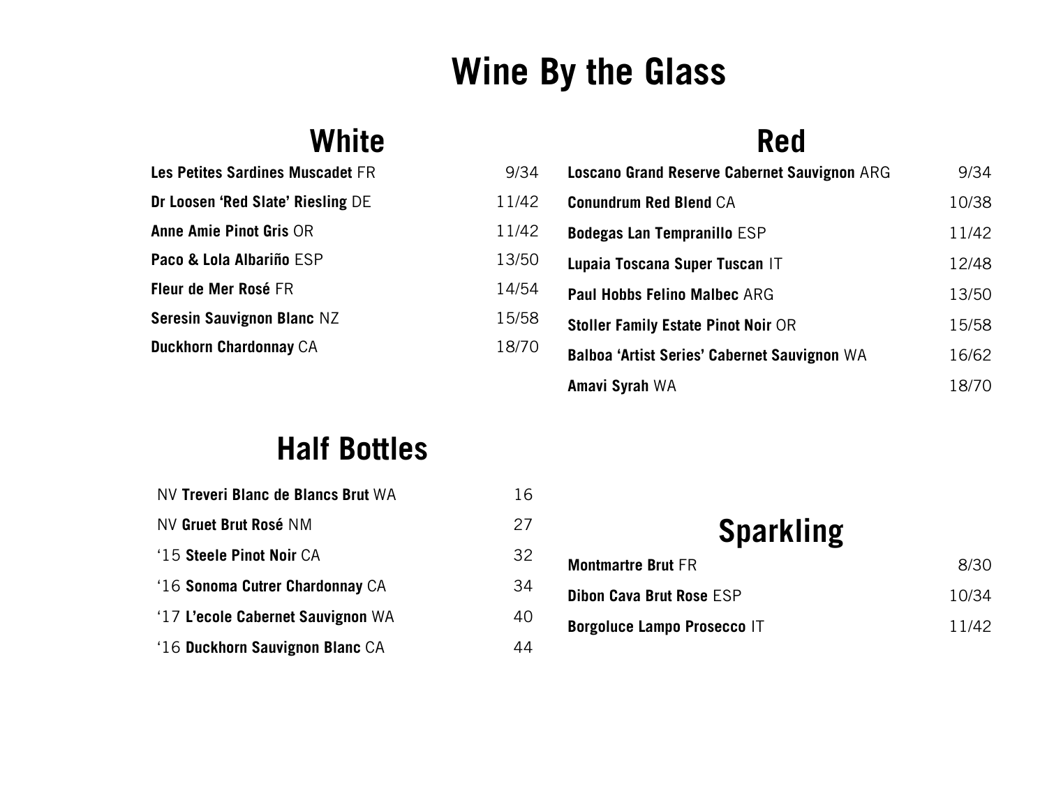# Wine By the Glass

## White

| Wine | Price |
| --- | --- |
| **Les Petites Sardines Muscadet** FR | 9/34 |
| **Dr Loosen 'Red Slate' Riesling** DE | 11/42 |
| **Anne Amie Pinot Gris** OR | 11/42 |
| **Paco & Lola Albariño** ESP | 13/50 |
| **Fleur de Mer Rosé** FR | 14/54 |
| **Seresin Sauvignon Blanc** NZ | 15/58 |
| **Duckhorn Chardonnay** CA | 18/70 |

## Red

| Wine | Price |
| --- | --- |
| **Loscano Grand Reserve Cabernet Sauvignon** ARG | 9/34 |
| **Conundrum Red Blend** CA | 10/38 |
| **Bodegas Lan Tempranillo** ESP | 11/42 |
| **Lupaia Toscana Super Tuscan** IT | 12/48 |
| **Paul Hobbs Felino Malbec** ARG | 13/50 |
| **Stoller Family Estate Pinot Noir** OR | 15/58 |
| **Balboa 'Artist Series' Cabernet Sauvignon** WA | 16/62 |
| **Amavi Syrah** WA | 18/70 |

## Half Bottles

| Wine | Price |
| --- | --- |
| NV **Treveri Blanc de Blancs Brut** WA | 16 |
| NV **Gruet Brut Rosé** NM | 27 |
| '15 **Steele Pinot Noir** CA | 32 |
| '16 **Sonoma Cutrer Chardonnay** CA | 34 |
| '17 **L'ecole Cabernet Sauvignon** WA | 40 |
| '16 **Duckhorn Sauvignon Blanc** CA | 44 |

## Sparkling

| Wine | Price |
| --- | --- |
| **Montmartre Brut** FR | 8/30 |
| **Dibon Cava Brut Rose** ESP | 10/34 |
| **Borgoluce Lampo Prosecco** IT | 11/42 |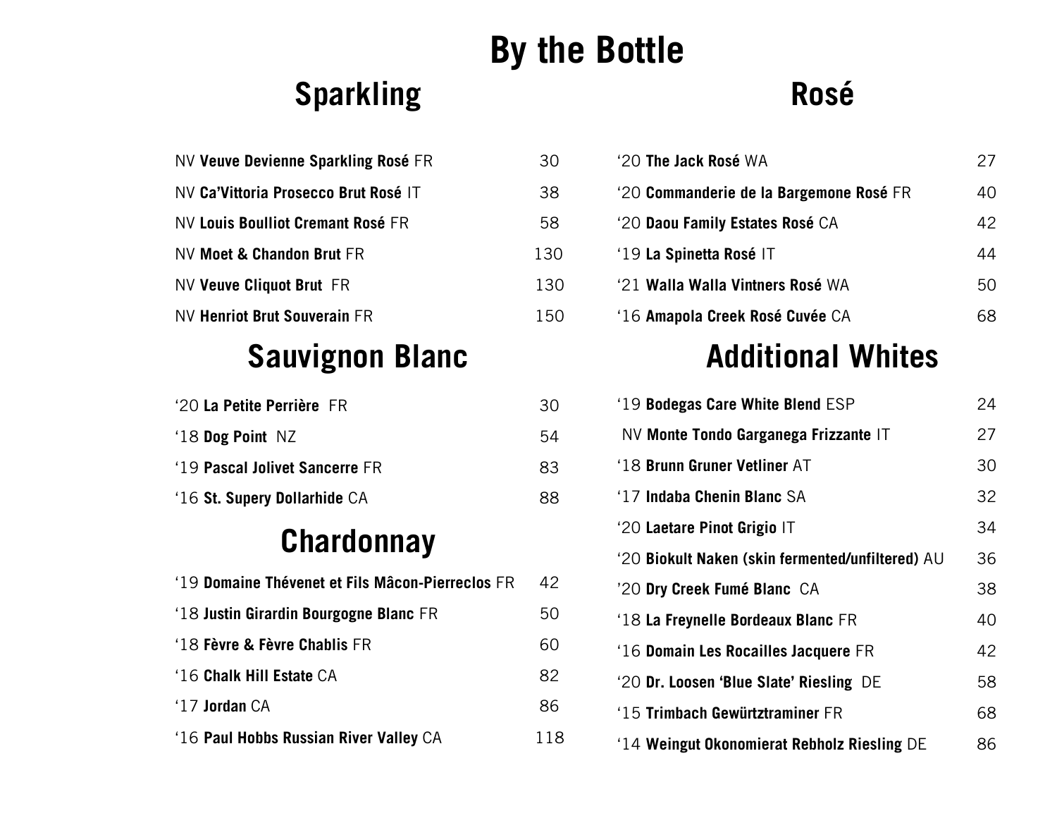# By the Bottle

## Sparkling

| Wine | Price |
|---|---|
| NV **Veuve Devienne Sparkling Rosé** FR | 30 |
| NV **Ca'Vittoria Prosecco Brut Rosé** IT | 38 |
| NV **Louis Boulliot Cremant Rosé** FR | 58 |
| NV **Moet & Chandon Brut** FR | 130 |
| NV **Veuve Cliquot Brut** FR | 130 |
| NV **Henriot Brut Souverain** FR | 150 |

## Sauvignon Blanc

| Wine | Price |
|---|---|
| '20 **La Petite Perrière** FR | 30 |
| '18 **Dog Point** NZ | 54 |
| '19 **Pascal Jolivet Sancerre** FR | 83 |
| '16 **St. Supery Dollarhide** CA | 88 |

## Chardonnay

| Wine | Price |
|---|---|
| '19 **Domaine Thévenet et Fils Mâcon-Pierreclos** FR | 42 |
| '18 **Justin Girardin Bourgogne Blanc** FR | 50 |
| '18 **Fèvre & Fèvre Chablis** FR | 60 |
| '16 **Chalk Hill Estate** CA | 82 |
| '17 **Jordan** CA | 86 |
| '16 **Paul Hobbs Russian River Valley** CA | 118 |

## Rosé

| Wine | Price |
|---|---|
| '20 **The Jack Rosé** WA | 27 |
| '20 **Commanderie de la Bargemone Rosé** FR | 40 |
| '20 **Daou Family Estates Rosé** CA | 42 |
| '19 **La Spinetta Rosé** IT | 44 |
| '21 **Walla Walla Vintners Rosé** WA | 50 |
| '16 **Amapola Creek Rosé Cuvée** CA | 68 |

## Additional Whites

| Wine | Price |
|---|---|
| '19 **Bodegas Care White Blend** ESP | 24 |
| NV **Monte Tondo Garganega Frizzante** IT | 27 |
| '18 **Brunn Gruner Vetliner** AT | 30 |
| '17 **Indaba Chenin Blanc** SA | 32 |
| '20 **Laetare Pinot Grigio** IT | 34 |
| '20 **Biokult Naken (skin fermented/unfiltered)** AU | 36 |
| '20 **Dry Creek Fumé Blanc** CA | 38 |
| '18 **La Freynelle Bordeaux Blanc** FR | 40 |
| '16 **Domain Les Rocailles Jacquere** FR | 42 |
| '20 **Dr. Loosen 'Blue Slate' Riesling** DE | 58 |
| '15 **Trimbach Gewürtztraminer** FR | 68 |
| '14 **Weingut Okonomierat Rebholz Riesling** DE | 86 |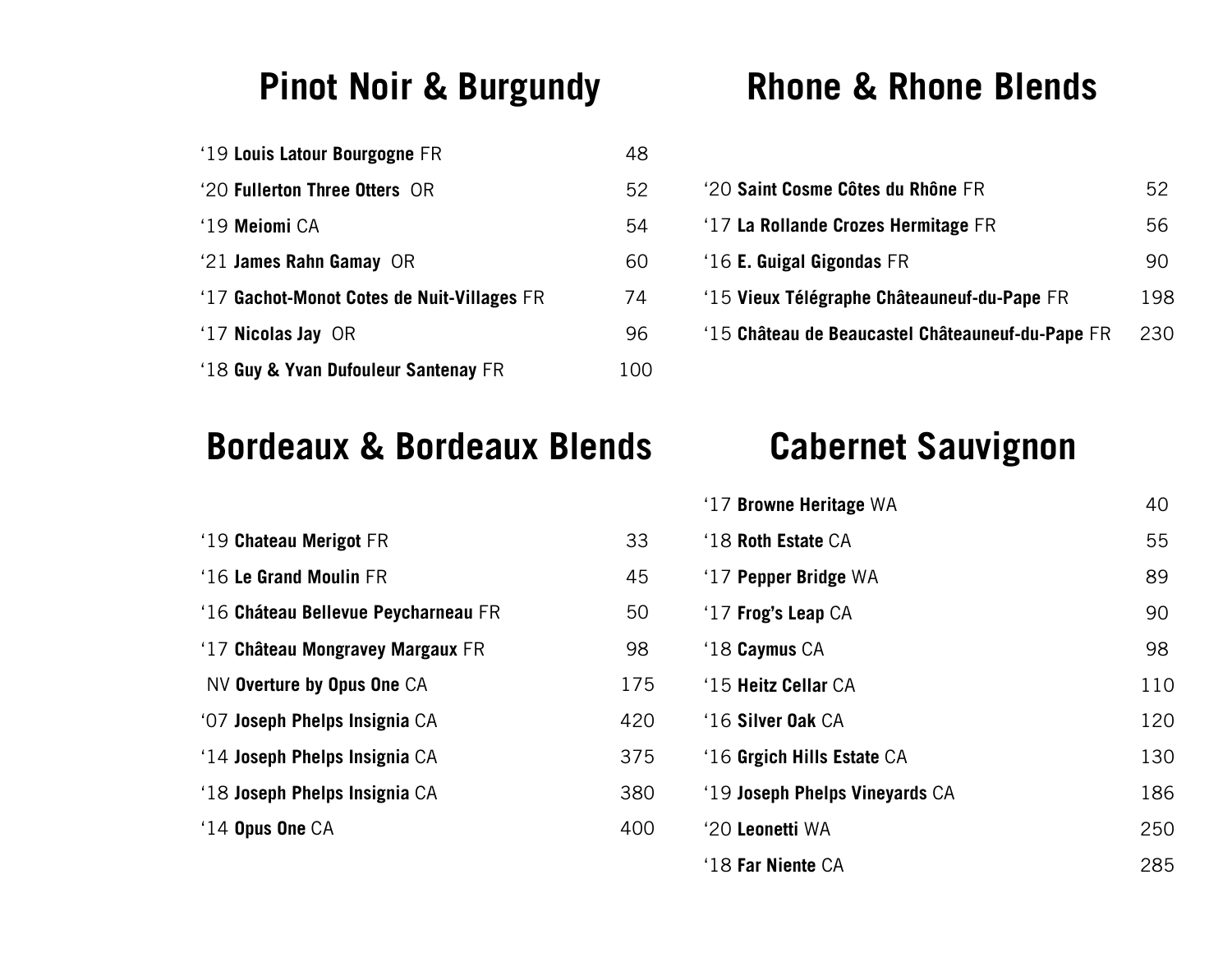## Pinot Noir & Burgundy

| Wine | Price |
|---|---|
| ‘19 **Louis Latour Bourgogne** FR | 48 |
| ‘20 **Fullerton Three Otters** OR | 52 |
| ‘19 **Meiomi** CA | 54 |
| ‘21 **James Rahn Gamay** OR | 60 |
| ‘17 **Gachot-Monot Cotes de Nuit-Villages** FR | 74 |
| ‘17 **Nicolas Jay** OR | 96 |
| ‘18 **Guy & Yvan Dufouleur Santenay** FR | 100 |

## Rhone & Rhone Blends

| Wine | Price |
|---|---|
| ‘20 **Saint Cosme Côtes du Rhône** FR | 52 |
| ‘17 **La Rollande Crozes Hermitage** FR | 56 |
| ‘16 **E. Guigal Gigondas** FR | 90 |
| ‘15 **Vieux Télégraphe Châteauneuf-du-Pape** FR | 198 |
| ‘15 **Château de Beaucastel Châteauneuf-du-Pape** FR | 230 |

## Bordeaux & Bordeaux Blends

| Wine | Price |
|---|---|
| ‘19 **Chateau Merigot** FR | 33 |
| ‘16 **Le Grand Moulin** FR | 45 |
| ‘16 **Cháteau Bellevue Peycharneau** FR | 50 |
| ‘17 **Château Mongravey Margaux** FR | 98 |
| NV **Overture by Opus One** CA | 175 |
| ‘07 **Joseph Phelps Insignia** CA | 420 |
| ‘14 **Joseph Phelps Insignia** CA | 375 |
| ‘18 **Joseph Phelps Insignia** CA | 380 |
| ‘14 **Opus One** CA | 400 |

## Cabernet Sauvignon

| Wine | Price |
|---|---|
| ‘17 **Browne Heritage** WA | 40 |
| ‘18 **Roth Estate** CA | 55 |
| ‘17 **Pepper Bridge** WA | 89 |
| ‘17 **Frog’s Leap** CA | 90 |
| ‘18 **Caymus** CA | 98 |
| ‘15 **Heitz Cellar** CA | 110 |
| ‘16 **Silver Oak** CA | 120 |
| ‘16 **Grgich Hills Estate** CA | 130 |
| ‘19 **Joseph Phelps Vineyards** CA | 186 |
| ‘20 **Leonetti** WA | 250 |
| ‘18 **Far Niente** CA | 285 |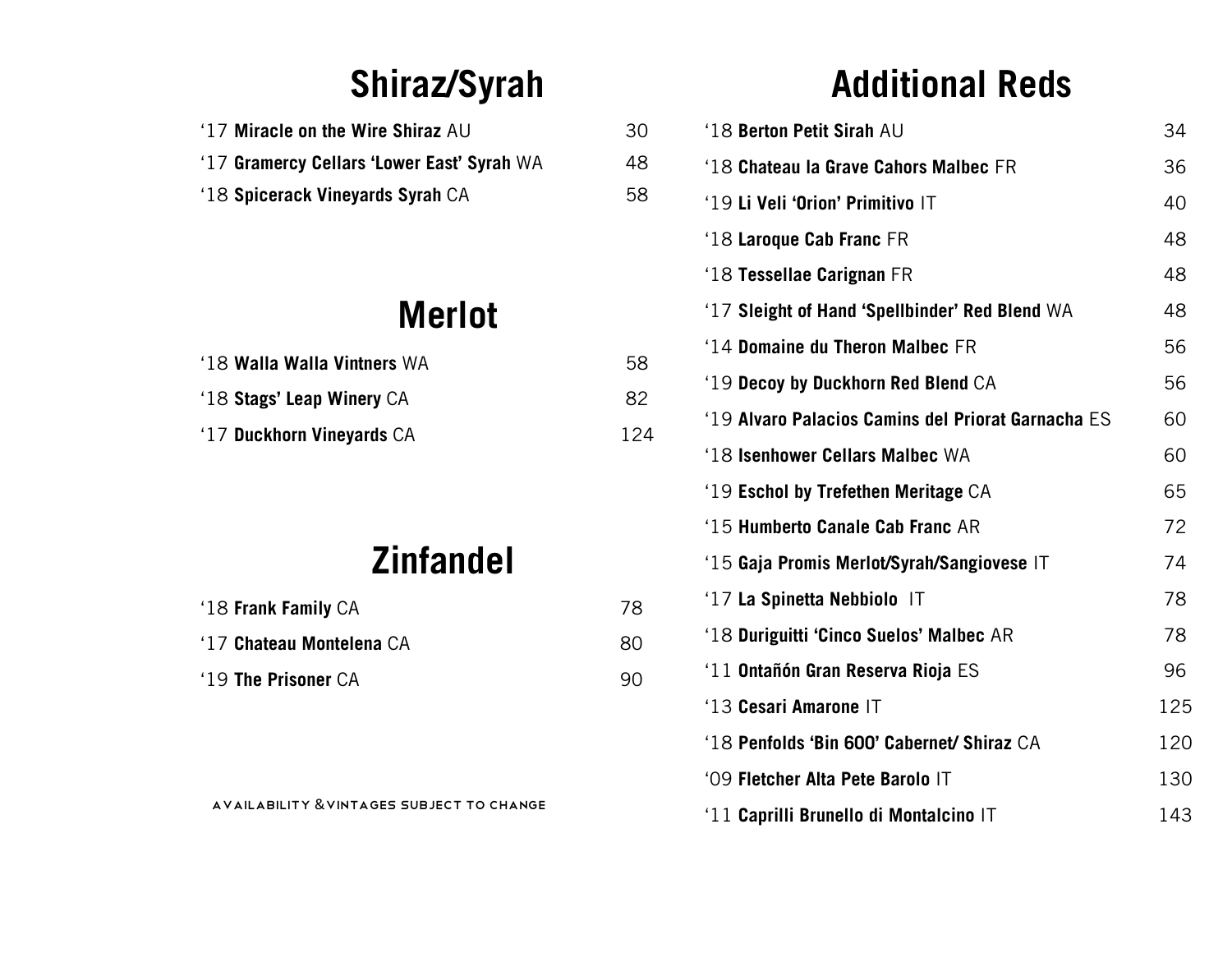## Shiraz/Syrah

| Wine | Price |
|---|---|
| ‘17 **Miracle on the Wire Shiraz** AU | 30 |
| ‘17 **Gramercy Cellars ‘Lower East’ Syrah** WA | 48 |
| ‘18 **Spicerack Vineyards Syrah** CA | 58 |

## Merlot

| Wine | Price |
|---|---|
| ‘18 **Walla Walla Vintners** WA | 58 |
| ‘18 **Stags’ Leap Winery** CA | 82 |
| ‘17 **Duckhorn Vineyards** CA | 124 |

## Zinfandel

| Wine | Price |
|---|---|
| ‘18 **Frank Family** CA | 78 |
| ‘17 **Chateau Montelena** CA | 80 |
| ‘19 **The Prisoner** CA | 90 |

AVAILABILITY & VINTAGES SUBJECT TO CHANGE

## Additional Reds

| Wine | Price |
|---|---|
| ‘18 **Berton Petit Sirah** AU | 34 |
| ‘18 **Chateau la Grave Cahors Malbec** FR | 36 |
| ‘19 **Li Veli ‘Orion’ Primitivo** IT | 40 |
| ‘18 **Laroque Cab Franc** FR | 48 |
| ‘18 **Tessellae Carignan** FR | 48 |
| ‘17 **Sleight of Hand ‘Spellbinder’ Red Blend** WA | 48 |
| ‘14 **Domaine du Theron Malbec** FR | 56 |
| ‘19 **Decoy by Duckhorn Red Blend** CA | 56 |
| ‘19 **Alvaro Palacios Camins del Priorat Garnacha** ES | 60 |
| ‘18 **Isenhower Cellars Malbec** WA | 60 |
| ‘19 **Eschol by Trefethen Meritage** CA | 65 |
| ‘15 **Humberto Canale Cab Franc** AR | 72 |
| ‘15 **Gaja Promis Merlot/Syrah/Sangiovese** IT | 74 |
| ‘17 **La Spinetta Nebbiolo** IT | 78 |
| ‘18 **Duriguitti ‘Cinco Suelos’ Malbec** AR | 78 |
| ‘11 **Ontañón Gran Reserva Rioja** ES | 96 |
| ‘13 **Cesari Amarone** IT | 125 |
| ‘18 **Penfolds ‘Bin 600’ Cabernet/ Shiraz** CA | 120 |
| ‘09 **Fletcher Alta Pete Barolo** IT | 130 |
| ‘11 **Caprilli Brunello di Montalcino** IT | 143 |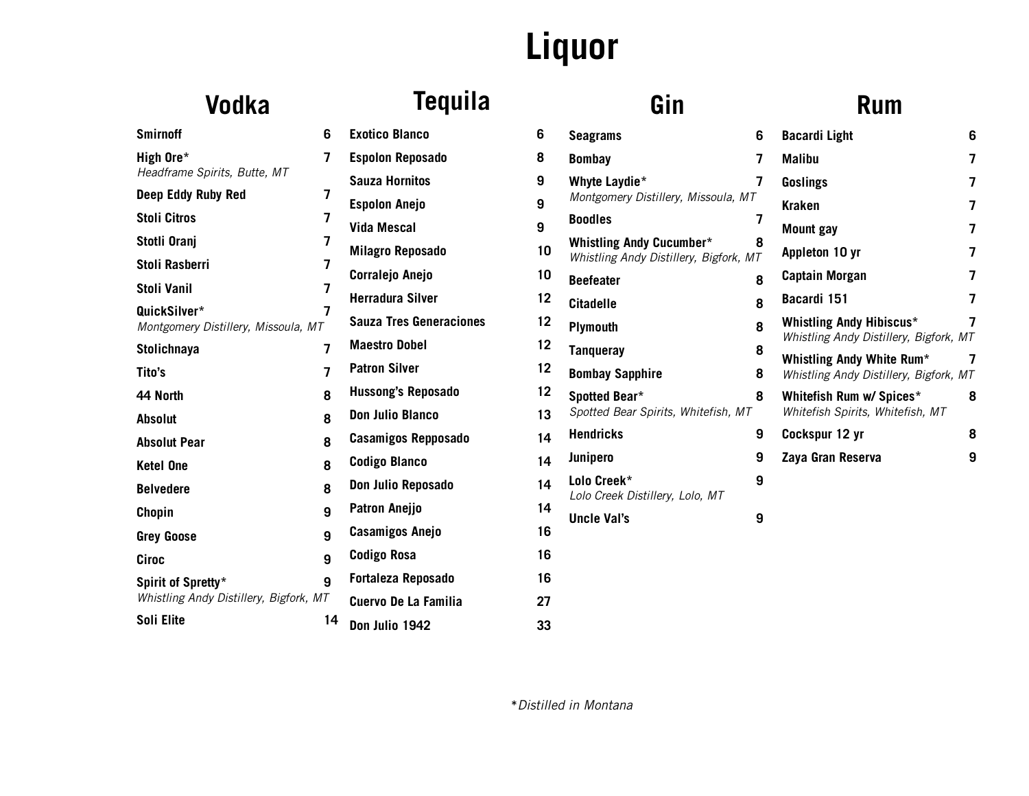# Liquor

## Vodka

| Item | Price |
|---|---|
| **Smirnoff** | 6 |
| **High Ore*** *Headframe Spirits, Butte, MT* | 7 |
| **Deep Eddy Ruby Red** | 7 |
| **Stoli Citros** | 7 |
| **Stotli Oranj** | 7 |
| **Stoli Rasberri** | 7 |
| **Stoli Vanil** | 7 |
| **QuickSilver*** *Montgomery Distillery, Missoula, MT* | 7 |
| **Stolichnaya** | 7 |
| **Tito's** | 7 |
| **44 North** | 8 |
| **Absolut** | 8 |
| **Absolut Pear** | 8 |
| **Ketel One** | 8 |
| **Belvedere** | 8 |
| **Chopin** | 9 |
| **Grey Goose** | 9 |
| **Ciroc** | 9 |
| **Spirit of Spretty*** *Whistling Andy Distillery, Bigfork, MT* | 9 |
| **Soli Elite** | 14 |

## Tequila

| Item | Price |
|---|---|
| **Exotico Blanco** | 6 |
| **Espolon Reposado** | 8 |
| **Sauza Hornitos** | 9 |
| **Espolon Anejo** | 9 |
| **Vida Mescal** | 9 |
| **Milagro Reposado** | 10 |
| **Corralejo Anejo** | 10 |
| **Herradura Silver** | 12 |
| **Sauza Tres Generaciones** | 12 |
| **Maestro Dobel** | 12 |
| **Patron Silver** | 12 |
| **Hussong's Reposado** | 12 |
| **Don Julio Blanco** | 13 |
| **Casamigos Repposado** | 14 |
| **Codigo Blanco** | 14 |
| **Don Julio Reposado** | 14 |
| **Patron Anejjo** | 14 |
| **Casamigos Anejo** | 16 |
| **Codigo Rosa** | 16 |
| **Fortaleza Reposado** | 16 |
| **Cuervo De La Familia** | 27 |
| **Don Julio 1942** | 33 |

## Gin

| Item | Price |
|---|---|
| **Seagrams** | 6 |
| **Bombay** | 7 |
| **Whyte Laydie*** *Montgomery Distillery, Missoula, MT* | 7 |
| **Boodles** | 7 |
| **Whistling Andy Cucumber*** *Whistling Andy Distillery, Bigfork, MT* | 8 |
| **Beefeater** | 8 |
| **Citadelle** | 8 |
| **Plymouth** | 8 |
| **Tanqueray** | 8 |
| **Bombay Sapphire** | 8 |
| **Spotted Bear*** *Spotted Bear Spirits, Whitefish, MT* | 8 |
| **Hendricks** | 9 |
| **Junipero** | 9 |
| **Lolo Creek*** *Lolo Creek Distillery, Lolo, MT* | 9 |
| **Uncle Val's** | 9 |

## Rum

| Item | Price |
|---|---|
| **Bacardi Light** | 6 |
| **Malibu** | 7 |
| **Goslings** | 7 |
| **Kraken** | 7 |
| **Mount gay** | 7 |
| **Appleton 10 yr** | 7 |
| **Captain Morgan** | 7 |
| **Bacardi 151** | 7 |
| **Whistling Andy Hibiscus*** *Whistling Andy Distillery, Bigfork, MT* | 7 |
| **Whistling Andy White Rum*** *Whistling Andy Distillery, Bigfork, MT* | 7 |
| **Whitefish Rum w/ Spices*** *Whitefish Spirits, Whitefish, MT* | 8 |
| **Cockspur 12 yr** | 8 |
| **Zaya Gran Reserva** | 9 |

**Distilled in Montana*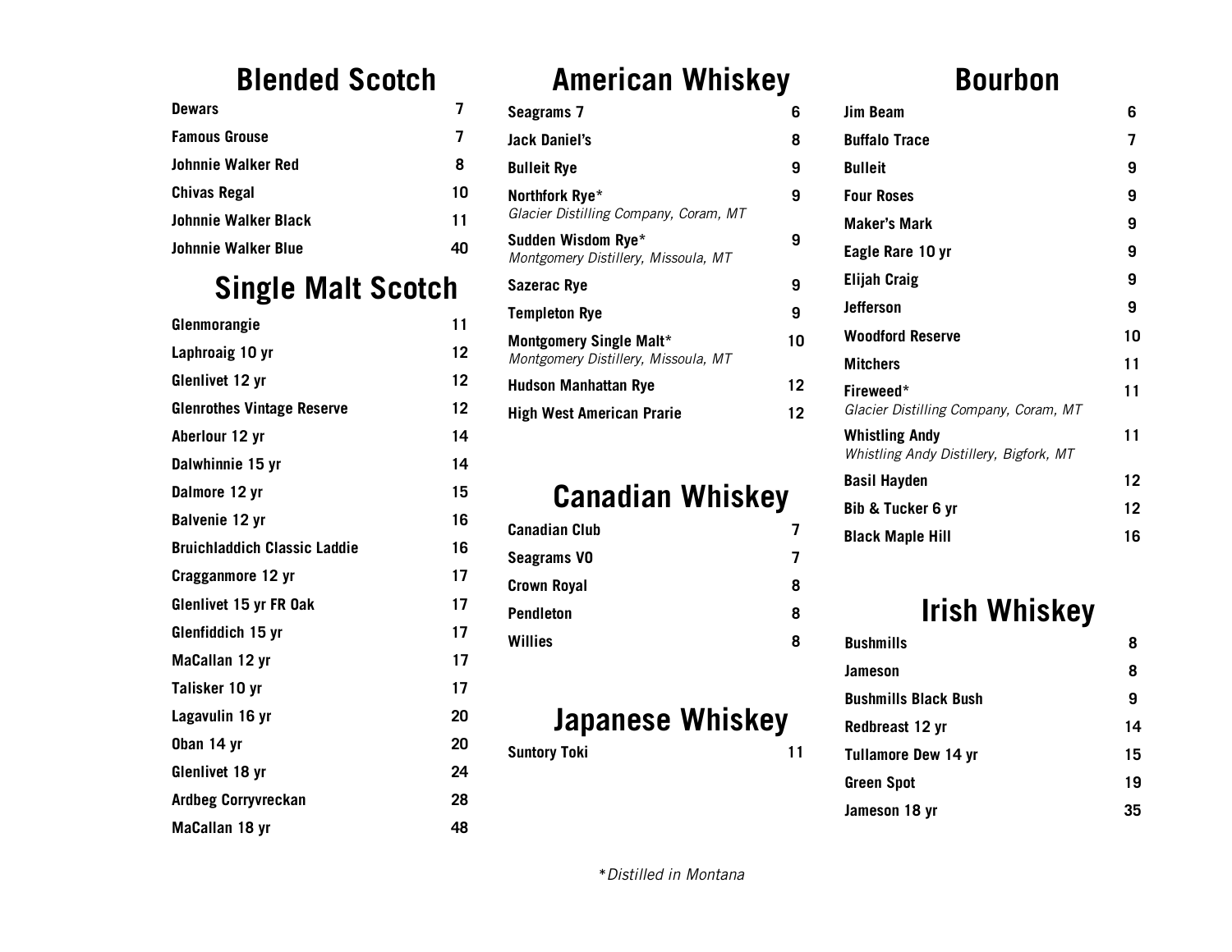## Blended Scotch

| | |
|---|---|
| **Dewars** | 7 |
| **Famous Grouse** | 7 |
| **Johnnie Walker Red** | 8 |
| **Chivas Regal** | 10 |
| **Johnnie Walker Black** | 11 |
| **Johnnie Walker Blue** | 40 |

## Single Malt Scotch

| | |
|---|---|
| **Glenmorangie** | 11 |
| **Laphroaig 10 yr** | 12 |
| **Glenlivet 12 yr** | 12 |
| **Glenrothes Vintage Reserve** | 12 |
| **Aberlour 12 yr** | 14 |
| **Dalwhinnie 15 yr** | 14 |
| **Dalmore 12 yr** | 15 |
| **Balvenie 12 yr** | 16 |
| **Bruichladdich Classic Laddie** | 16 |
| **Cragganmore 12 yr** | 17 |
| **Glenlivet 15 yr FR Oak** | 17 |
| **Glenfiddich 15 yr** | 17 |
| **MaCallan 12 yr** | 17 |
| **Talisker 10 yr** | 17 |
| **Lagavulin 16 yr** | 20 |
| **Oban 14 yr** | 20 |
| **Glenlivet 18 yr** | 24 |
| **Ardbeg Corryvreckan** | 28 |
| **MaCallan 18 yr** | 48 |

## American Whiskey

| | |
|---|---|
| **Seagrams 7** | 6 |
| **Jack Daniel's** | 8 |
| **Bulleit Rye** | 9 |
| **Northfork Rye*** *Glacier Distilling Company, Coram, MT* | 9 |
| **Sudden Wisdom Rye*** *Montgomery Distillery, Missoula, MT* | 9 |
| **Sazerac Rye** | 9 |
| **Templeton Rye** | 9 |
| **Montgomery Single Malt*** *Montgomery Distillery, Missoula, MT* | 10 |
| **Hudson Manhattan Rye** | 12 |
| **High West American Prarie** | 12 |

## Canadian Whiskey

| | |
|---|---|
| **Canadian Club** | 7 |
| **Seagrams VO** | 7 |
| **Crown Royal** | 8 |
| **Pendleton** | 8 |
| **Willies** | 8 |

## Japanese Whiskey

| | |
|---|---|
| **Suntory Toki** | 11 |

## Bourbon

| | |
|---|---|
| **Jim Beam** | 6 |
| **Buffalo Trace** | 7 |
| **Bulleit** | 9 |
| **Four Roses** | 9 |
| **Maker's Mark** | 9 |
| **Eagle Rare 10 yr** | 9 |
| **Elijah Craig** | 9 |
| **Jefferson** | 9 |
| **Woodford Reserve** | 10 |
| **Mitchers** | 11 |
| **Fireweed*** *Glacier Distilling Company, Coram, MT* | 11 |
| **Whistling Andy** *Whistling Andy Distillery, Bigfork, MT* | 11 |
| **Basil Hayden** | 12 |
| **Bib & Tucker 6 yr** | 12 |
| **Black Maple Hill** | 16 |

## Irish Whiskey

| | |
|---|---|
| **Bushmills** | 8 |
| **Jameson** | 8 |
| **Bushmills Black Bush** | 9 |
| **Redbreast 12 yr** | 14 |
| **Tullamore Dew 14 yr** | 15 |
| **Green Spot** | 19 |
| **Jameson 18 yr** | 35 |

*\*Distilled in Montana*